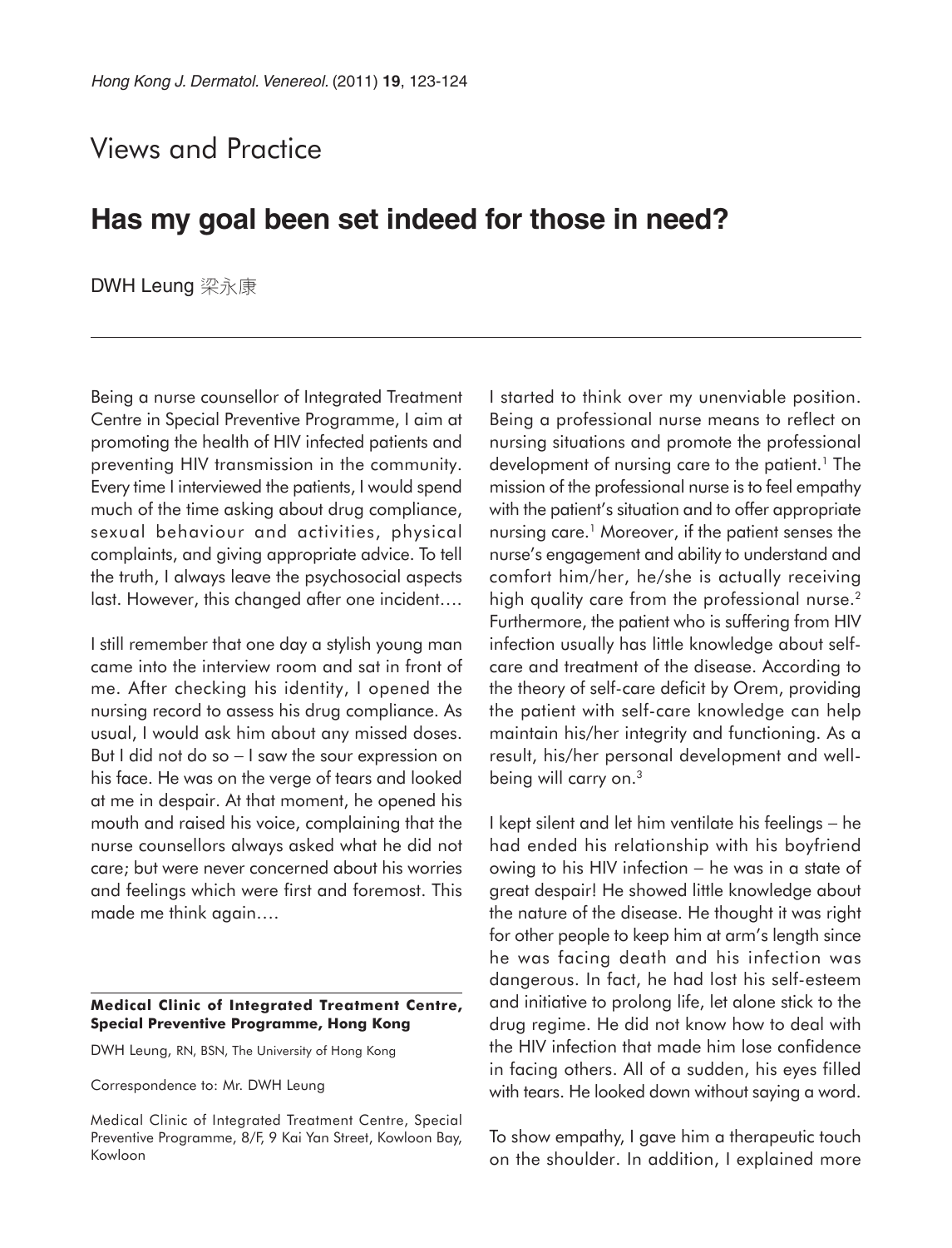Views and Practice

# Has my goal been set indeed for those in need?

DWH Leung 梁永康

Being a nurse counsellor of Integrated Treatment Centre in Special Preventive Programme, I aim at promoting the health of HIV infected patients and preventing HIV transmission in the community. Every time I interviewed the patients, I would spend much of the time asking about drug compliance, sexual behaviour and activities, physical complaints, and giving appropriate advice. To tell the truth, I always leave the psychosocial aspects last. However, this changed after one incident….

I still remember that one day a stylish young man came into the interview room and sat in front of me. After checking his identity, I opened the nursing record to assess his drug compliance. As usual, I would ask him about any missed doses. But I did not do so – I saw the sour expression on his face. He was on the verge of tears and looked at me in despair. At that moment, he opened his mouth and raised his voice, complaining that the nurse counsellors always asked what he did not care; but were never concerned about his worries and feelings which were first and foremost. This made me think again….

**Medical Clinic of Integrated Treatment Centre, Special Preventive Programme, Hong Kong**

DWH Leung, RN, BSN, The University of Hong Kong

Correspondence to: Mr. DWH Leung

Medical Clinic of Integrated Treatment Centre, Special Preventive Programme, 8/F, 9 Kai Yan Street, Kowloon Bay, Kowloon

I started to think over my unenviable position. Being a professional nurse means to reflect on nursing situations and promote the professional development of nursing care to the patient.[1] The mission of the professional nurse is to feel empathy with the patient's situation and to offer appropriate nursing care.[1] Moreover, if the patient senses the nurse's engagement and ability to understand and comfort him/her, he/she is actually receiving high quality care from the professional nurse.[2] Furthermore, the patient who is suffering from HIV infection usually has little knowledge about self-care and treatment of the disease. According to the theory of self-care deficit by Orem, providing the patient with self-care knowledge can help maintain his/her integrity and functioning. As a result, his/her personal development and well-being will carry on.[3]

I kept silent and let him ventilate his feelings – he had ended his relationship with his boyfriend owing to his HIV infection – he was in a state of great despair! He showed little knowledge about the nature of the disease. He thought it was right for other people to keep him at arm's length since he was facing death and his infection was dangerous. In fact, he had lost his self-esteem and initiative to prolong life, let alone stick to the drug regime. He did not know how to deal with the HIV infection that made him lose confidence in facing others. All of a sudden, his eyes filled with tears. He looked down without saying a word.

To show empathy, I gave him a therapeutic touch on the shoulder. In addition, I explained more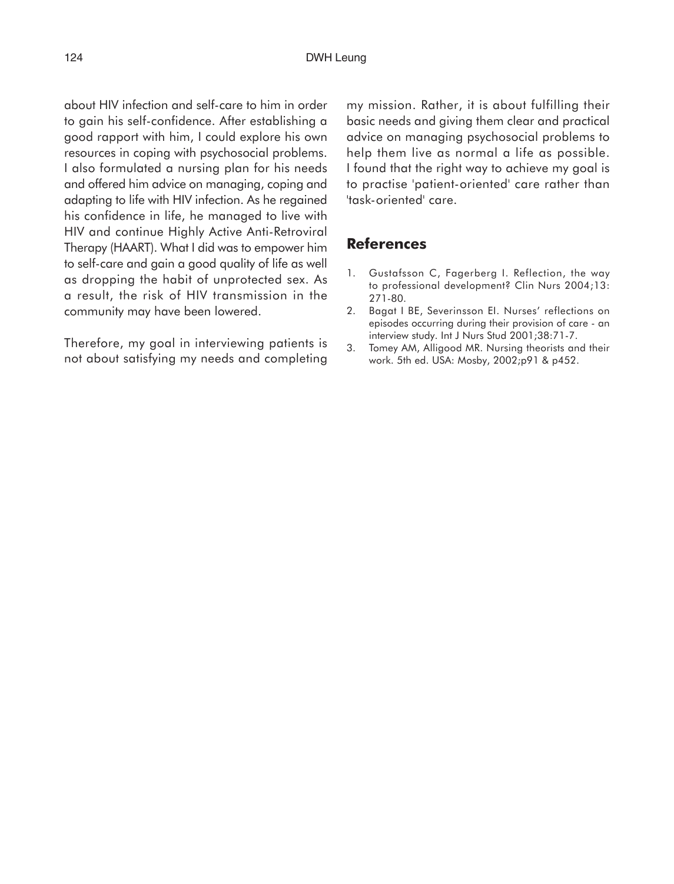about HIV infection and self-care to him in order to gain his self-confidence. After establishing a good rapport with him, I could explore his own resources in coping with psychosocial problems. I also formulated a nursing plan for his needs and offered him advice on managing, coping and adapting to life with HIV infection. As he regained his confidence in life, he managed to live with HIV and continue Highly Active Anti-Retroviral Therapy (HAART). What I did was to empower him to self-care and gain a good quality of life as well as dropping the habit of unprotected sex. As a result, the risk of HIV transmission in the community may have been lowered.

Therefore, my goal in interviewing patients is not about satisfying my needs and completing my mission. Rather, it is about fulfilling their basic needs and giving them clear and practical advice on managing psychosocial problems to help them live as normal a life as possible. I found that the right way to achieve my goal is to practise 'patient-oriented' care rather than 'task-oriented' care.

## References

1. Gustafsson C, Fagerberg I. Reflection, the way to professional development? Clin Nurs 2004;13: 271-80.
2. Bagat I BE, Severinsson EI. Nurses' reflections on episodes occurring during their provision of care - an interview study. Int J Nurs Stud 2001;38:71-7.
3. Tomey AM, Alligood MR. Nursing theorists and their work. 5th ed. USA: Mosby, 2002;p91 & p452.